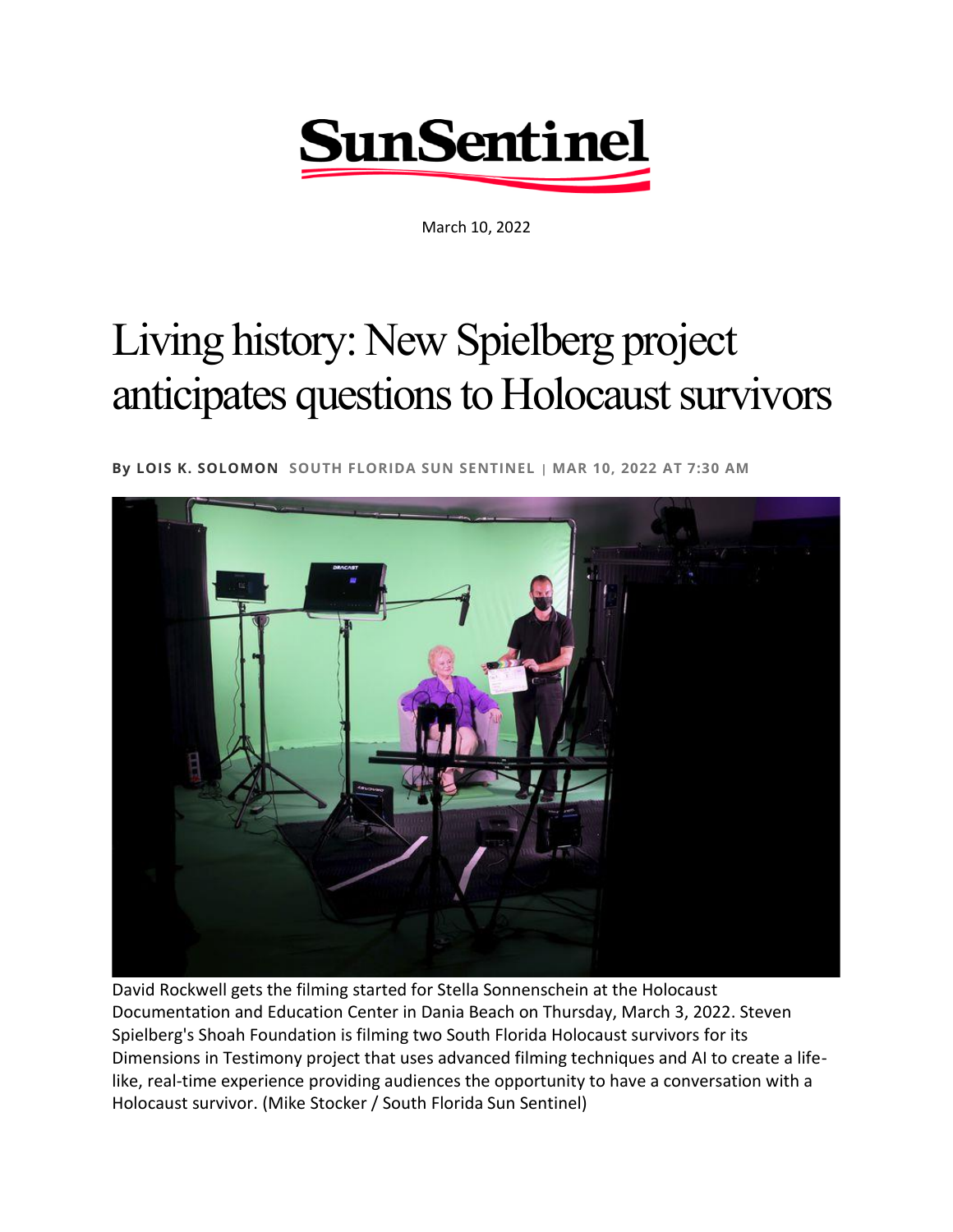SunSentinel

March 10, 2022

# Living history: New Spielberg project anticipates questions to Holocaust survivors

**By LOIS K. SOLOMON** SOUTH FLORIDA SUN SENTINEL | MAR 10, 2022 AT 7:30 AM

David Rockwell gets the filming started for Stella Sonnenschein at the Holocaust Documentation and Education Center in Dania Beach on Thursday, March 3, 2022. Steven Spielberg's Shoah Foundation is filming two South Florida Holocaust survivors for its Dimensions in Testimony project that uses advanced filming techniques and AI to create a life-like, real-time experience providing audiences the opportunity to have a conversation with a Holocaust survivor. (Mike Stocker / South Florida Sun Sentinel)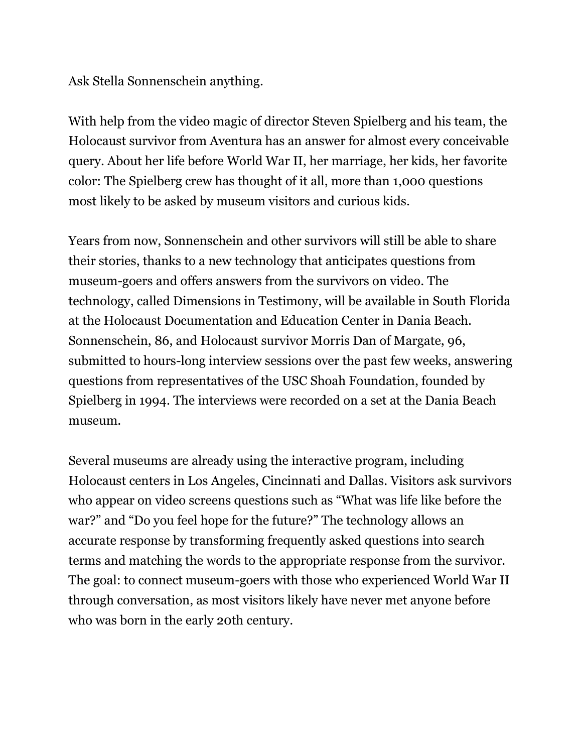Ask Stella Sonnenschein anything.

With help from the video magic of director Steven Spielberg and his team, the Holocaust survivor from Aventura has an answer for almost every conceivable query. About her life before World War II, her marriage, her kids, her favorite color: The Spielberg crew has thought of it all, more than 1,000 questions most likely to be asked by museum visitors and curious kids.

Years from now, Sonnenschein and other survivors will still be able to share their stories, thanks to a new technology that anticipates questions from museum-goers and offers answers from the survivors on video. The technology, called Dimensions in Testimony, will be available in South Florida at the Holocaust Documentation and Education Center in Dania Beach. Sonnenschein, 86, and Holocaust survivor Morris Dan of Margate, 96, submitted to hours-long interview sessions over the past few weeks, answering questions from representatives of the USC Shoah Foundation, founded by Spielberg in 1994. The interviews were recorded on a set at the Dania Beach museum.

Several museums are already using the interactive program, including Holocaust centers in Los Angeles, Cincinnati and Dallas. Visitors ask survivors who appear on video screens questions such as "What was life like before the war?" and "Do you feel hope for the future?" The technology allows an accurate response by transforming frequently asked questions into search terms and matching the words to the appropriate response from the survivor. The goal: to connect museum-goers with those who experienced World War II through conversation, as most visitors likely have never met anyone before who was born in the early 20th century.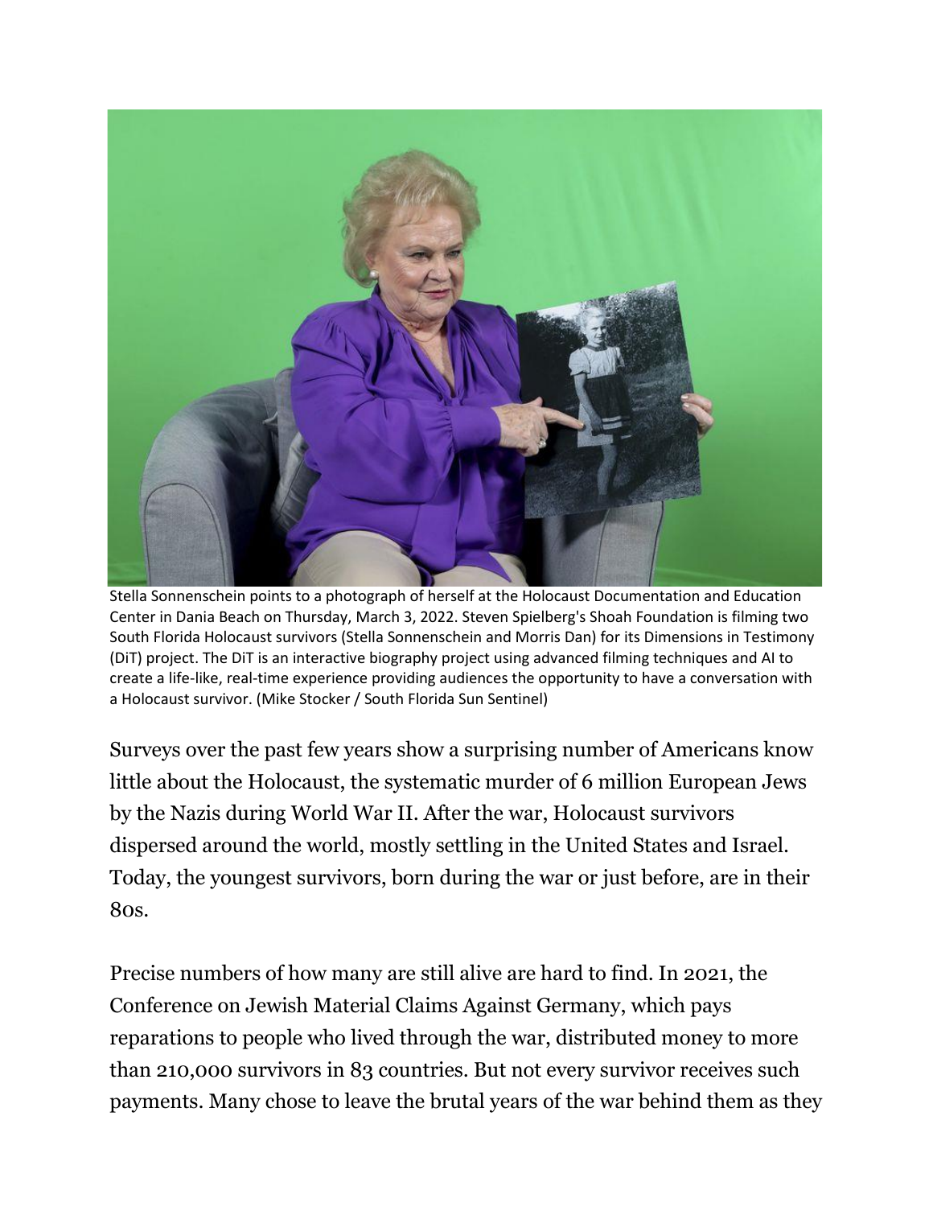Stella Sonnenschein points to a photograph of herself at the Holocaust Documentation and Education Center in Dania Beach on Thursday, March 3, 2022. Steven Spielberg's Shoah Foundation is filming two South Florida Holocaust survivors (Stella Sonnenschein and Morris Dan) for its Dimensions in Testimony (DiT) project. The DiT is an interactive biography project using advanced filming techniques and AI to create a life-like, real-time experience providing audiences the opportunity to have a conversation with a Holocaust survivor. (Mike Stocker / South Florida Sun Sentinel)

Surveys over the past few years show a surprising number of Americans know little about the Holocaust, the systematic murder of 6 million European Jews by the Nazis during World War II. After the war, Holocaust survivors dispersed around the world, mostly settling in the United States and Israel. Today, the youngest survivors, born during the war or just before, are in their 80s.

Precise numbers of how many are still alive are hard to find. In 2021, the Conference on Jewish Material Claims Against Germany, which pays reparations to people who lived through the war, distributed money to more than 210,000 survivors in 83 countries. But not every survivor receives such payments. Many chose to leave the brutal years of the war behind them as they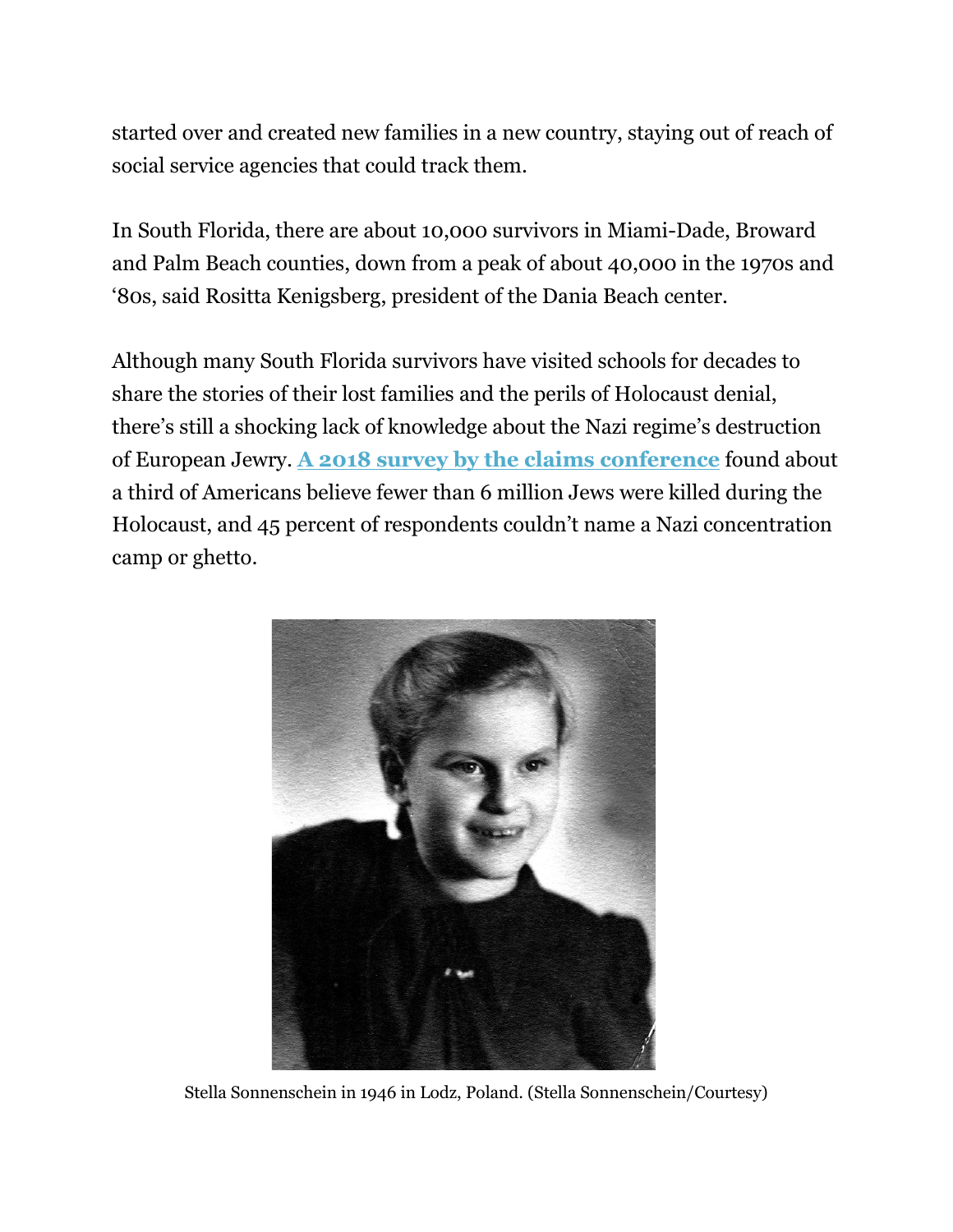started over and created new families in a new country, staying out of reach of social service agencies that could track them.

In South Florida, there are about 10,000 survivors in Miami-Dade, Broward and Palm Beach counties, down from a peak of about 40,000 in the 1970s and '80s, said Rositta Kenigsberg, president of the Dania Beach center.

Although many South Florida survivors have visited schools for decades to share the stories of their lost families and the perils of Holocaust denial, there's still a shocking lack of knowledge about the Nazi regime's destruction of European Jewry. **A 2018 survey by the claims conference** found about a third of Americans believe fewer than 6 million Jews were killed during the Holocaust, and 45 percent of respondents couldn't name a Nazi concentration camp or ghetto.

Stella Sonnenschein in 1946 in Lodz, Poland. (Stella Sonnenschein/Courtesy)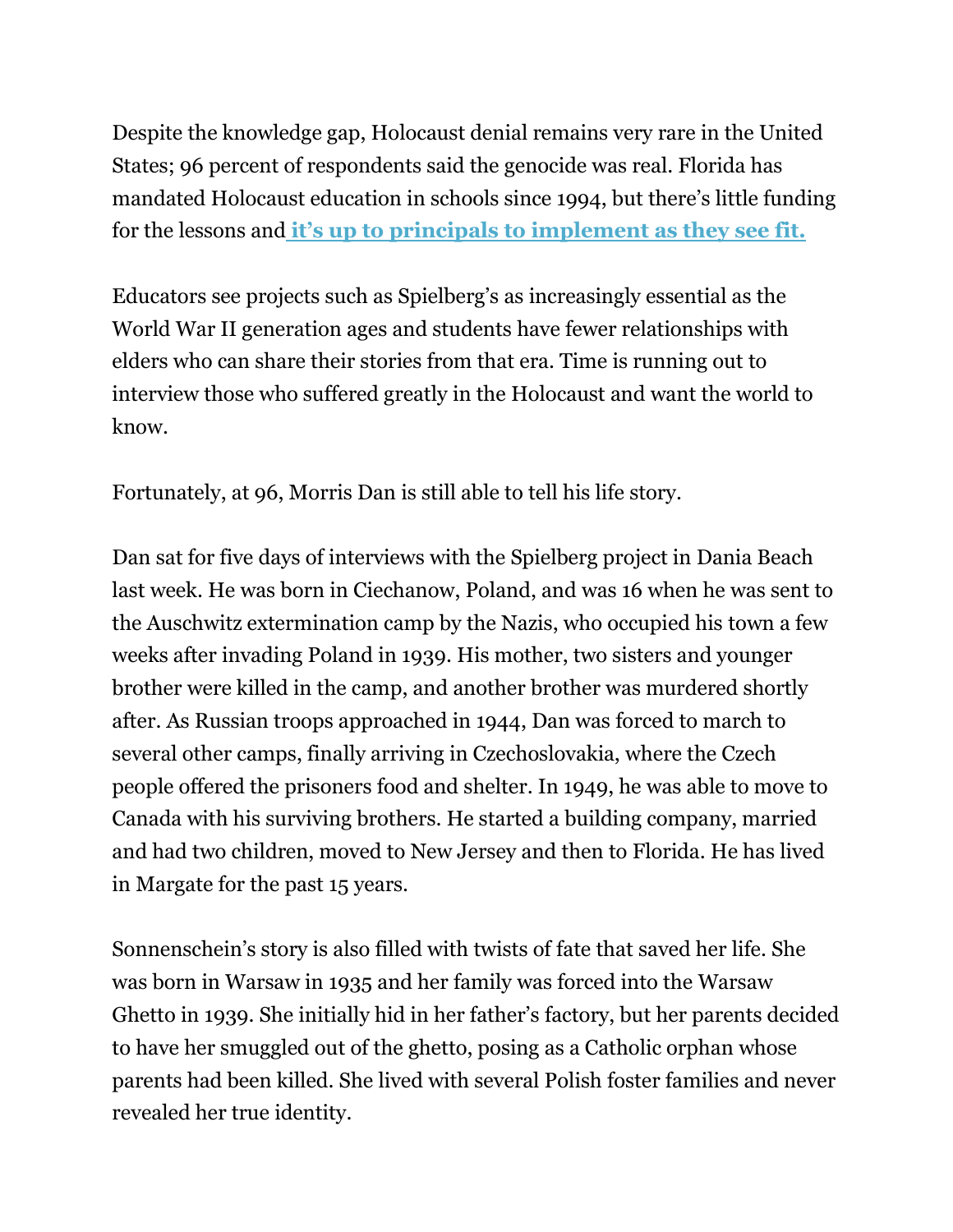Despite the knowledge gap, Holocaust denial remains very rare in the United States; 96 percent of respondents said the genocide was real. Florida has mandated Holocaust education in schools since 1994, but there's little funding for the lessons and **it's up to principals to implement as they see fit.**

Educators see projects such as Spielberg's as increasingly essential as the World War II generation ages and students have fewer relationships with elders who can share their stories from that era. Time is running out to interview those who suffered greatly in the Holocaust and want the world to know.

Fortunately, at 96, Morris Dan is still able to tell his life story.

Dan sat for five days of interviews with the Spielberg project in Dania Beach last week. He was born in Ciechanow, Poland, and was 16 when he was sent to the Auschwitz extermination camp by the Nazis, who occupied his town a few weeks after invading Poland in 1939. His mother, two sisters and younger brother were killed in the camp, and another brother was murdered shortly after. As Russian troops approached in 1944, Dan was forced to march to several other camps, finally arriving in Czechoslovakia, where the Czech people offered the prisoners food and shelter. In 1949, he was able to move to Canada with his surviving brothers. He started a building company, married and had two children, moved to New Jersey and then to Florida. He has lived in Margate for the past 15 years.

Sonnenschein's story is also filled with twists of fate that saved her life. She was born in Warsaw in 1935 and her family was forced into the Warsaw Ghetto in 1939. She initially hid in her father's factory, but her parents decided to have her smuggled out of the ghetto, posing as a Catholic orphan whose parents had been killed. She lived with several Polish foster families and never revealed her true identity.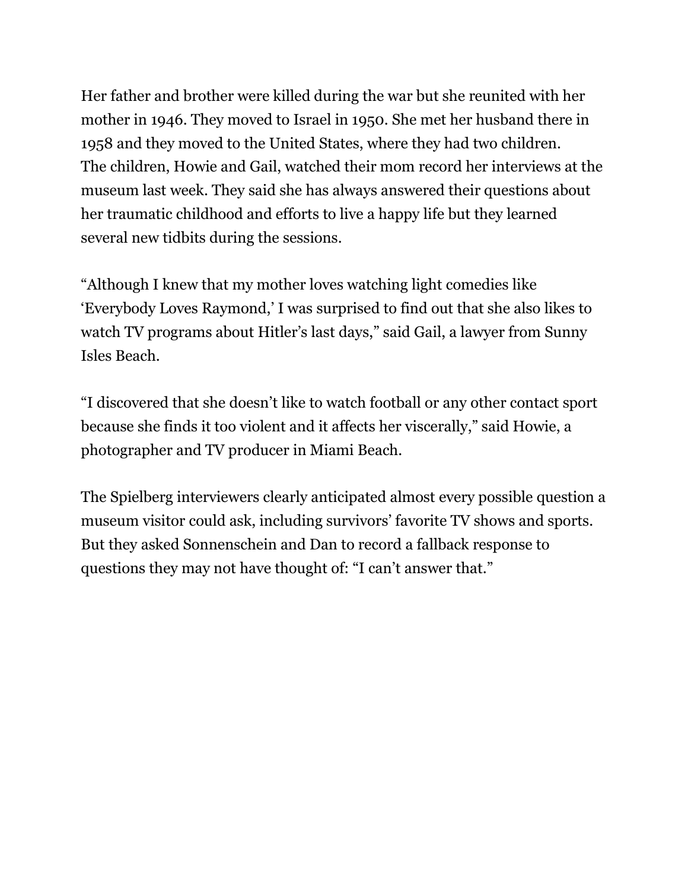Her father and brother were killed during the war but she reunited with her mother in 1946. They moved to Israel in 1950. She met her husband there in 1958 and they moved to the United States, where they had two children. The children, Howie and Gail, watched their mom record her interviews at the museum last week. They said she has always answered their questions about her traumatic childhood and efforts to live a happy life but they learned several new tidbits during the sessions.

"Although I knew that my mother loves watching light comedies like 'Everybody Loves Raymond,' I was surprised to find out that she also likes to watch TV programs about Hitler's last days," said Gail, a lawyer from Sunny Isles Beach.

"I discovered that she doesn't like to watch football or any other contact sport because she finds it too violent and it affects her viscerally," said Howie, a photographer and TV producer in Miami Beach.

The Spielberg interviewers clearly anticipated almost every possible question a museum visitor could ask, including survivors' favorite TV shows and sports. But they asked Sonnenschein and Dan to record a fallback response to questions they may not have thought of: "I can't answer that."